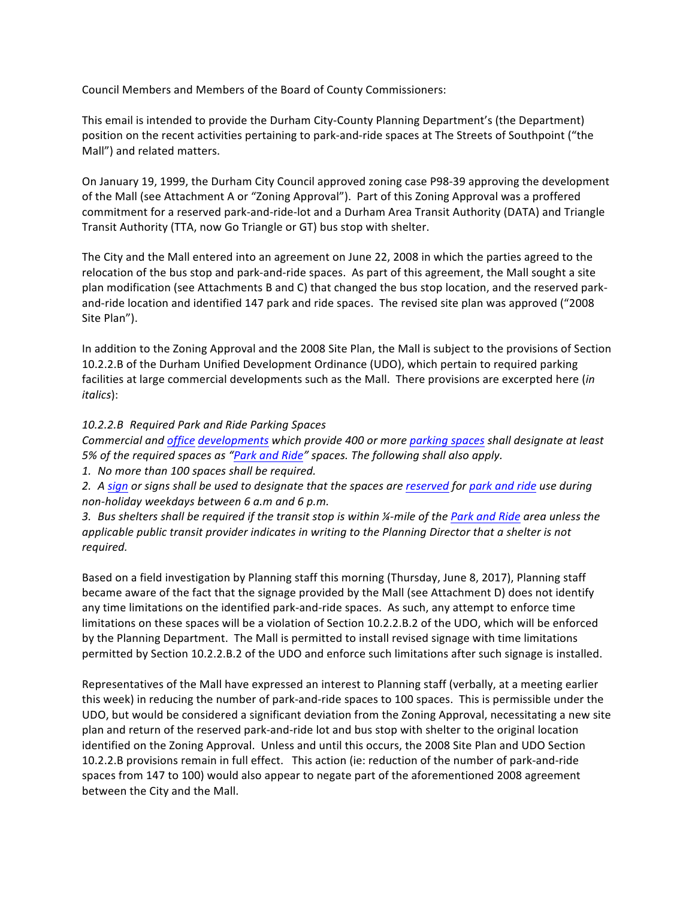Council Members and Members of the Board of County Commissioners:

This email is intended to provide the Durham City-County Planning Department's (the Department) position on the recent activities pertaining to park-and-ride spaces at The Streets of Southpoint ("the Mall") and related matters.

On January 19, 1999, the Durham City Council approved zoning case P98-39 approving the development of the Mall (see Attachment A or "Zoning Approval"). Part of this Zoning Approval was a proffered commitment for a reserved park-and-ride-lot and a Durham Area Transit Authority (DATA) and Triangle Transit Authority (TTA, now Go Triangle or GT) bus stop with shelter.

The City and the Mall entered into an agreement on June 22, 2008 in which the parties agreed to the relocation of the bus stop and park-and-ride spaces. As part of this agreement, the Mall sought a site plan modification (see Attachments B and C) that changed the bus stop location, and the reserved park-and-ride location and identified 147 park and ride spaces. The revised site plan was approved ("2008 Site Plan").

In addition to the Zoning Approval and the 2008 Site Plan, the Mall is subject to the provisions of Section 10.2.2.B of the Durham Unified Development Ordinance (UDO), which pertain to required parking facilities at large commercial developments such as the Mall. There provisions are excerpted here (*in italics*):

*10.2.2.B Required Park and Ride Parking Spaces*
*Commercial and office developments which provide 400 or more parking spaces shall designate at least 5% of the required spaces as "Park and Ride" spaces. The following shall also apply.*
*1. No more than 100 spaces shall be required.*
*2. A sign or signs shall be used to designate that the spaces are reserved for park and ride use during non-holiday weekdays between 6 a.m and 6 p.m.*
*3. Bus shelters shall be required if the transit stop is within ¼-mile of the Park and Ride area unless the applicable public transit provider indicates in writing to the Planning Director that a shelter is not required.*

Based on a field investigation by Planning staff this morning (Thursday, June 8, 2017), Planning staff became aware of the fact that the signage provided by the Mall (see Attachment D) does not identify any time limitations on the identified park-and-ride spaces. As such, any attempt to enforce time limitations on these spaces will be a violation of Section 10.2.2.B.2 of the UDO, which will be enforced by the Planning Department. The Mall is permitted to install revised signage with time limitations permitted by Section 10.2.2.B.2 of the UDO and enforce such limitations after such signage is installed.

Representatives of the Mall have expressed an interest to Planning staff (verbally, at a meeting earlier this week) in reducing the number of park-and-ride spaces to 100 spaces. This is permissible under the UDO, but would be considered a significant deviation from the Zoning Approval, necessitating a new site plan and return of the reserved park-and-ride lot and bus stop with shelter to the original location identified on the Zoning Approval. Unless and until this occurs, the 2008 Site Plan and UDO Section 10.2.2.B provisions remain in full effect. This action (ie: reduction of the number of park-and-ride spaces from 147 to 100) would also appear to negate part of the aforementioned 2008 agreement between the City and the Mall.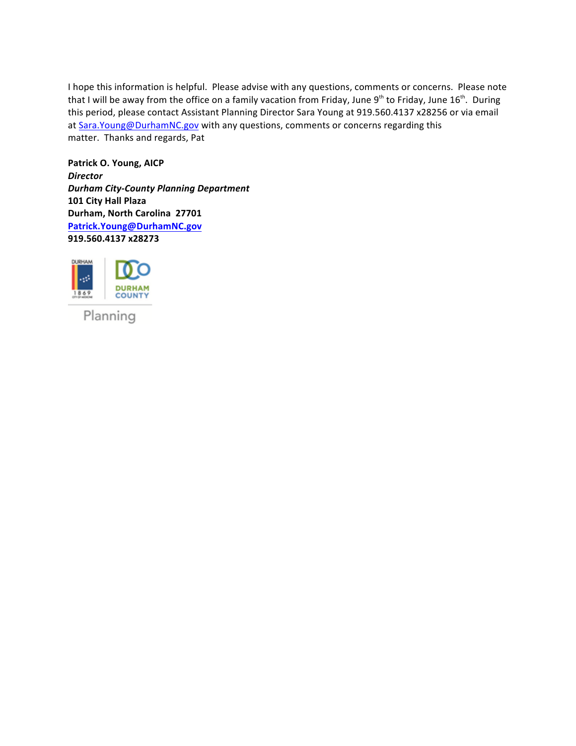I hope this information is helpful. Please advise with any questions, comments or concerns. Please note that I will be away from the office on a family vacation from Friday, June 9th to Friday, June 16th. During this period, please contact Assistant Planning Director Sara Young at 919.560.4137 x28256 or via email at Sara.Young@DurhamNC.gov with any questions, comments or concerns regarding this matter. Thanks and regards, Pat

**Patrick O. Young, AICP**
***Director***
***Durham City-County Planning Department***
**101 City Hall Plaza**
**Durham, North Carolina 27701**
**Patrick.Young@DurhamNC.gov**
**919.560.4137 x28273**

DURHAM 1869 CITY OF MEDICINE | DURHAM COUNTY

Planning